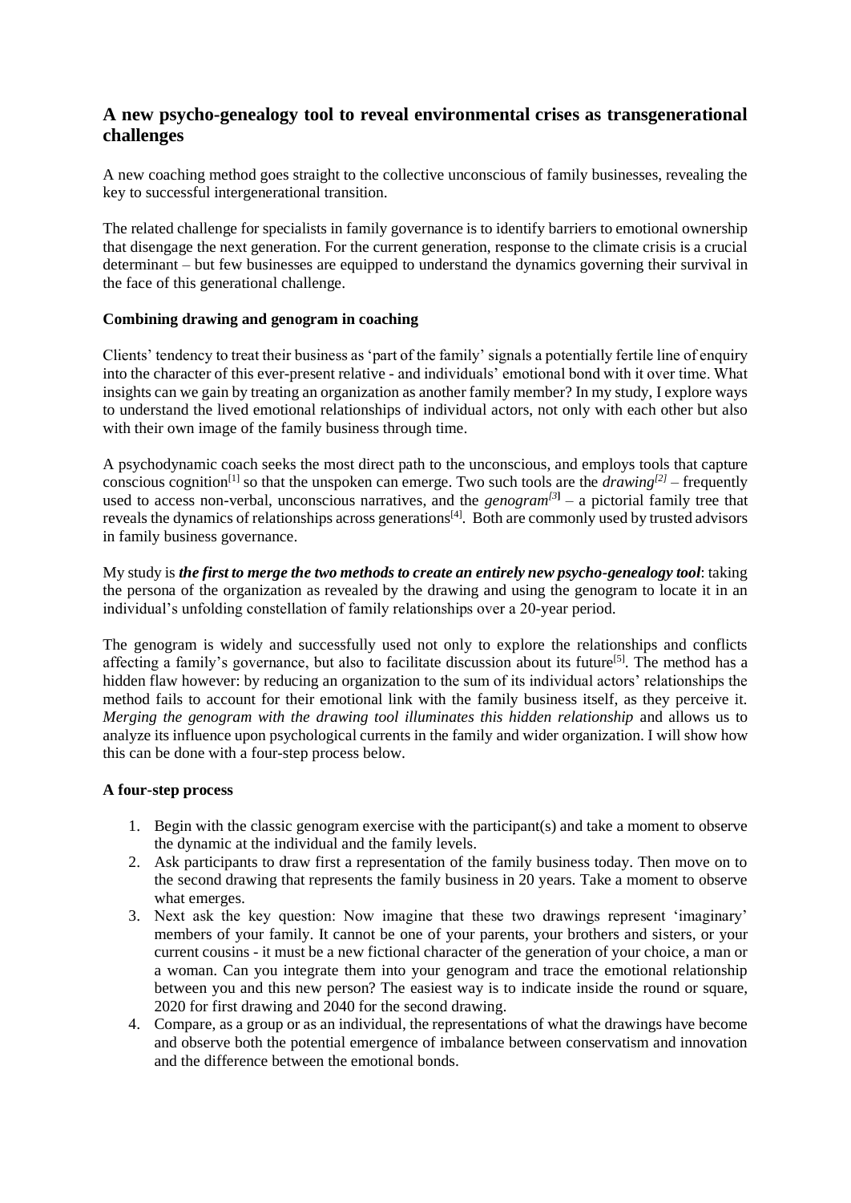## A new psycho-genealogy tool to reveal environmental crises as transgenerational challenges

A new coaching method goes straight to the collective unconscious of family businesses, revealing the key to successful intergenerational transition.

The related challenge for specialists in family governance is to identify barriers to emotional ownership that disengage the next generation. For the current generation, response to the climate crisis is a crucial determinant – but few businesses are equipped to understand the dynamics governing their survival in the face of this generational challenge.

### Combining drawing and genogram in coaching

Clients' tendency to treat their business as 'part of the family' signals a potentially fertile line of enquiry into the character of this ever-present relative - and individuals' emotional bond with it over time. What insights can we gain by treating an organization as another family member? In my study, I explore ways to understand the lived emotional relationships of individual actors, not only with each other but also with their own image of the family business through time.

A psychodynamic coach seeks the most direct path to the unconscious, and employs tools that capture conscious cognition[1] so that the unspoken can emerge. Two such tools are the *drawing*[2] – frequently used to access non-verbal, unconscious narratives, and the *genogram*[3] – a pictorial family tree that reveals the dynamics of relationships across generations[4]. Both are commonly used by trusted advisors in family business governance.

My study is ***the first to merge the two methods to create an entirely new psycho-genealogy tool***: taking the persona of the organization as revealed by the drawing and using the genogram to locate it in an individual's unfolding constellation of family relationships over a 20-year period.

The genogram is widely and successfully used not only to explore the relationships and conflicts affecting a family's governance, but also to facilitate discussion about its future[5]. The method has a hidden flaw however: by reducing an organization to the sum of its individual actors' relationships the method fails to account for their emotional link with the family business itself, as they perceive it. *Merging the genogram with the drawing tool illuminates this hidden relationship* and allows us to analyze its influence upon psychological currents in the family and wider organization. I will show how this can be done with a four-step process below.

### A four-step process

1. Begin with the classic genogram exercise with the participant(s) and take a moment to observe the dynamic at the individual and the family levels.
2. Ask participants to draw first a representation of the family business today. Then move on to the second drawing that represents the family business in 20 years. Take a moment to observe what emerges.
3. Next ask the key question: Now imagine that these two drawings represent 'imaginary' members of your family. It cannot be one of your parents, your brothers and sisters, or your current cousins - it must be a new fictional character of the generation of your choice, a man or a woman. Can you integrate them into your genogram and trace the emotional relationship between you and this new person? The easiest way is to indicate inside the round or square, 2020 for first drawing and 2040 for the second drawing.
4. Compare, as a group or as an individual, the representations of what the drawings have become and observe both the potential emergence of imbalance between conservatism and innovation and the difference between the emotional bonds.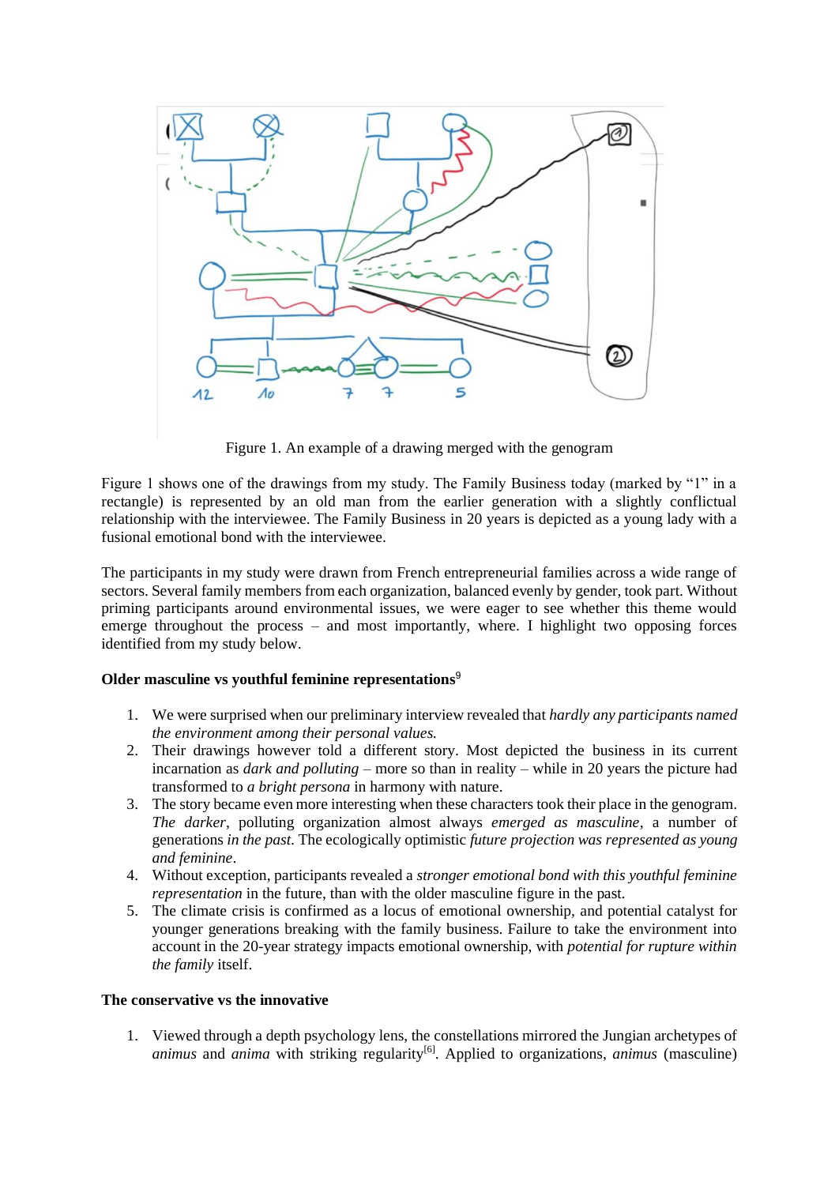Figure 1. An example of a drawing merged with the genogram

Figure 1 shows one of the drawings from my study. The Family Business today (marked by "1" in a rectangle) is represented by an old man from the earlier generation with a slightly conflictual relationship with the interviewee. The Family Business in 20 years is depicted as a young lady with a fusional emotional bond with the interviewee.

The participants in my study were drawn from French entrepreneurial families across a wide range of sectors. Several family members from each organization, balanced evenly by gender, took part. Without priming participants around environmental issues, we were eager to see whether this theme would emerge throughout the process – and most importantly, where. I highlight two opposing forces identified from my study below.

**Older masculine vs youthful feminine representations**[9]

1. We were surprised when our preliminary interview revealed that *hardly any participants named the environment among their personal values.*
2. Their drawings however told a different story. Most depicted the business in its current incarnation as *dark and polluting* – more so than in reality – while in 20 years the picture had transformed to *a bright persona* in harmony with nature.
3. The story became even more interesting when these characters took their place in the genogram. *The darker*, polluting organization almost always *emerged as masculine*, a number of generations *in the past*. The ecologically optimistic *future projection was represented as young and feminine*.
4. Without exception, participants revealed a *stronger emotional bond with this youthful feminine representation* in the future, than with the older masculine figure in the past.
5. The climate crisis is confirmed as a locus of emotional ownership, and potential catalyst for younger generations breaking with the family business. Failure to take the environment into account in the 20-year strategy impacts emotional ownership, with *potential for rupture within the family* itself.

**The conservative vs the innovative**

1. Viewed through a depth psychology lens, the constellations mirrored the Jungian archetypes of *animus* and *anima* with striking regularity[6]. Applied to organizations, *animus* (masculine)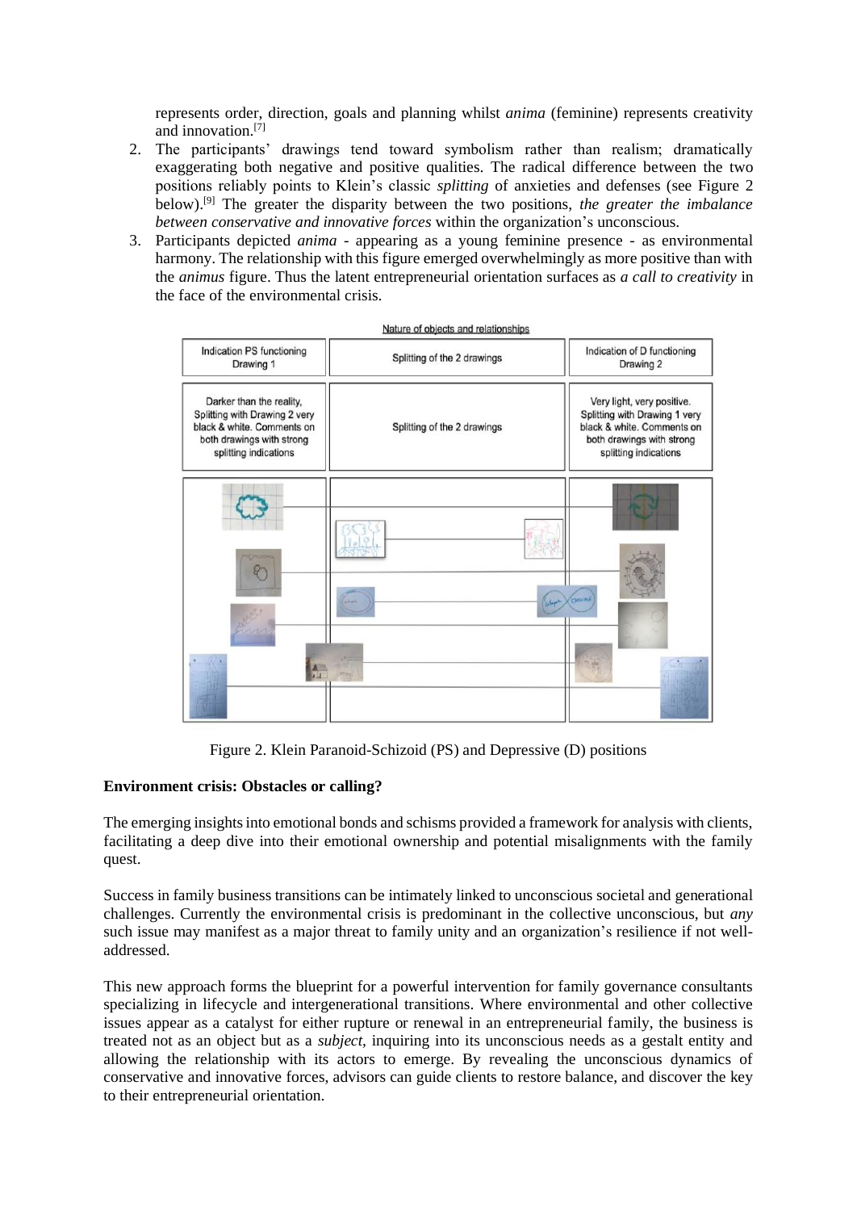represents order, direction, goals and planning whilst *anima* (feminine) represents creativity and innovation.[7]

2. The participants' drawings tend toward symbolism rather than realism; dramatically exaggerating both negative and positive qualities. The radical difference between the two positions reliably points to Klein's classic *splitting* of anxieties and defenses (see Figure 2 below).[9] The greater the disparity between the two positions, *the greater the imbalance between conservative and innovative forces* within the organization's unconscious.
3. Participants depicted *anima* - appearing as a young feminine presence - as environmental harmony. The relationship with this figure emerged overwhelmingly as more positive than with the *animus* figure. Thus the latent entrepreneurial orientation surfaces as *a call to creativity* in the face of the environmental crisis.

Nature of objects and relationships

| Indication PS functioning Drawing 1 | Splitting of the 2 drawings | Indication of D functioning Drawing 2 |
|---|---|---|
| Darker than the reality, Splitting with Drawing 2 very black & white. Comments on both drawings with strong splitting indications | Splitting of the 2 drawings | Very light, very positive. Splitting with Drawing 1 very black & white. Comments on both drawings with strong splitting indications |

Figure 2. Klein Paranoid-Schizoid (PS) and Depressive (D) positions

**Environment crisis: Obstacles or calling?**

The emerging insights into emotional bonds and schisms provided a framework for analysis with clients, facilitating a deep dive into their emotional ownership and potential misalignments with the family quest.

Success in family business transitions can be intimately linked to unconscious societal and generational challenges. Currently the environmental crisis is predominant in the collective unconscious, but *any* such issue may manifest as a major threat to family unity and an organization's resilience if not well-addressed.

This new approach forms the blueprint for a powerful intervention for family governance consultants specializing in lifecycle and intergenerational transitions. Where environmental and other collective issues appear as a catalyst for either rupture or renewal in an entrepreneurial family, the business is treated not as an object but as a *subject*, inquiring into its unconscious needs as a gestalt entity and allowing the relationship with its actors to emerge. By revealing the unconscious dynamics of conservative and innovative forces, advisors can guide clients to restore balance, and discover the key to their entrepreneurial orientation.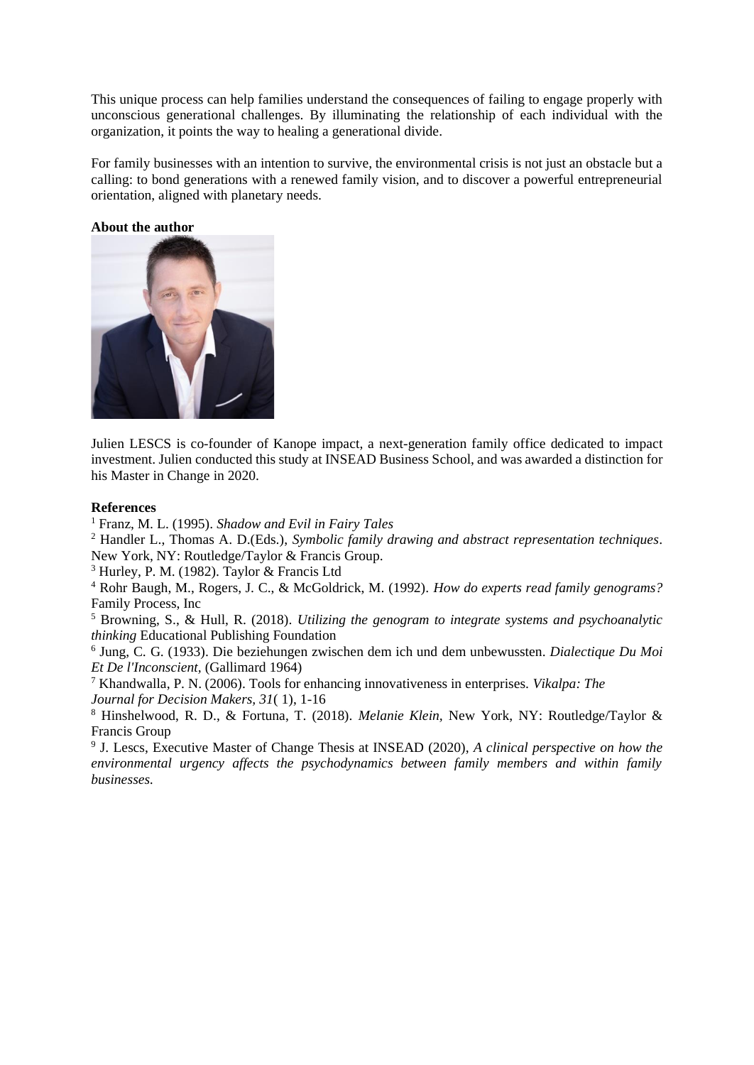This unique process can help families understand the consequences of failing to engage properly with unconscious generational challenges. By illuminating the relationship of each individual with the organization, it points the way to healing a generational divide.

For family businesses with an intention to survive, the environmental crisis is not just an obstacle but a calling: to bond generations with a renewed family vision, and to discover a powerful entrepreneurial orientation, aligned with planetary needs.

**About the author**

Julien LESCS is co-founder of Kanope impact, a next-generation family office dedicated to impact investment. Julien conducted this study at INSEAD Business School, and was awarded a distinction for his Master in Change in 2020.

**References**

[1] Franz, M. L. (1995). *Shadow and Evil in Fairy Tales*

[2] Handler L., Thomas A. D.(Eds.), *Symbolic family drawing and abstract representation techniques*. New York, NY: Routledge/Taylor & Francis Group.

[3] Hurley, P. M. (1982). Taylor & Francis Ltd

[4] Rohr Baugh, M., Rogers, J. C., & McGoldrick, M. (1992). *How do experts read family genograms?* Family Process, Inc

[5] Browning, S., & Hull, R. (2018). *Utilizing the genogram to integrate systems and psychoanalytic thinking* Educational Publishing Foundation

[6] Jung, C. G. (1933). Die beziehungen zwischen dem ich und dem unbewussten. *Dialectique Du Moi Et De l'Inconscient*, (Gallimard 1964)

[7] Khandwalla, P. N. (2006). Tools for enhancing innovativeness in enterprises. *Vikalpa: The Journal for Decision Makers, 31*( 1), 1-16

[8] Hinshelwood, R. D., & Fortuna, T. (2018). *Melanie Klein*, New York, NY: Routledge/Taylor & Francis Group

[9] J. Lescs, Executive Master of Change Thesis at INSEAD (2020), *A clinical perspective on how the environmental urgency affects the psychodynamics between family members and within family businesses.*